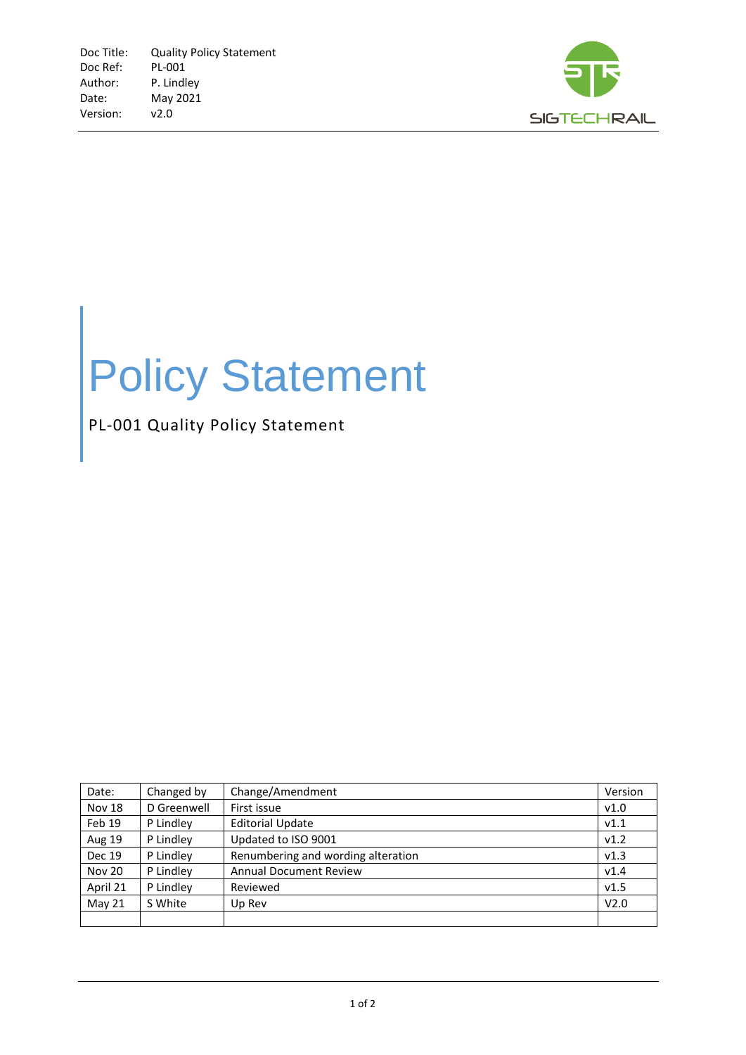Doc Title: Quality Policy Statement
Doc Ref: PL-001
Author: P. Lindley
Date: May 2021
Version: v2.0

SIGTECHRAIL

# Policy Statement

PL-001 Quality Policy Statement

| Date: | Changed by | Change/Amendment | Version |
|---|---|---|---|
| Nov 18 | D Greenwell | First issue | v1.0 |
| Feb 19 | P Lindley | Editorial Update | v1.1 |
| Aug 19 | P Lindley | Updated to ISO 9001 | v1.2 |
| Dec 19 | P Lindley | Renumbering and wording alteration | v1.3 |
| Nov 20 | P Lindley | Annual Document Review | v1.4 |
| April 21 | P Lindley | Reviewed | v1.5 |
| May 21 | S White | Up Rev | V2.0 |
| | | | |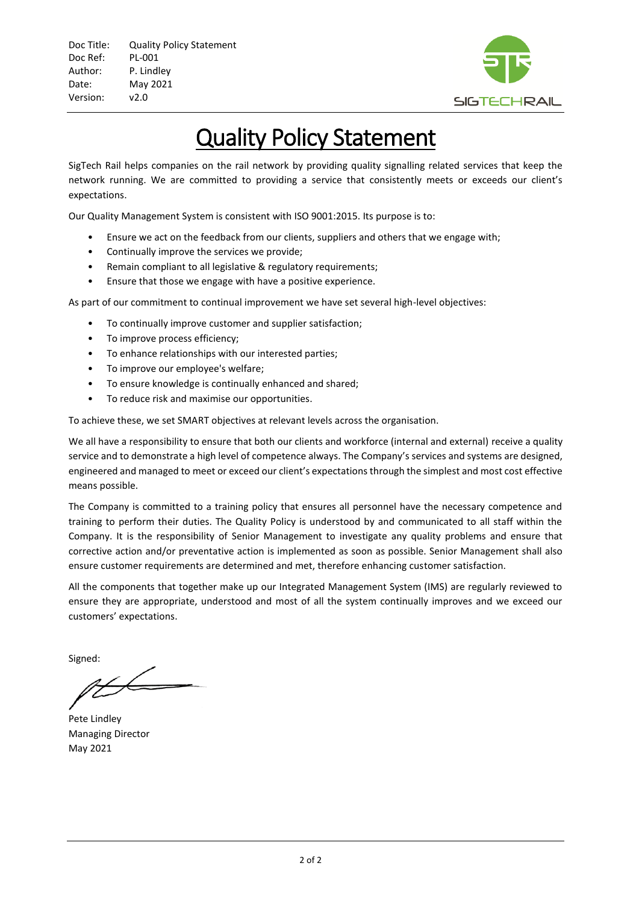| | |
|---|---|
| Doc Title: | Quality Policy Statement |
| Doc Ref: | PL-001 |
| Author: | P. Lindley |
| Date: | May 2021 |
| Version: | v2.0 |

# Quality Policy Statement

SigTech Rail helps companies on the rail network by providing quality signalling related services that keep the network running. We are committed to providing a service that consistently meets or exceeds our client's expectations.

Our Quality Management System is consistent with ISO 9001:2015. Its purpose is to:

- Ensure we act on the feedback from our clients, suppliers and others that we engage with;
- Continually improve the services we provide;
- Remain compliant to all legislative & regulatory requirements;
- Ensure that those we engage with have a positive experience.

As part of our commitment to continual improvement we have set several high-level objectives:

- To continually improve customer and supplier satisfaction;
- To improve process efficiency;
- To enhance relationships with our interested parties;
- To improve our employee's welfare;
- To ensure knowledge is continually enhanced and shared;
- To reduce risk and maximise our opportunities.

To achieve these, we set SMART objectives at relevant levels across the organisation.

We all have a responsibility to ensure that both our clients and workforce (internal and external) receive a quality service and to demonstrate a high level of competence always. The Company's services and systems are designed, engineered and managed to meet or exceed our client's expectations through the simplest and most cost effective means possible.

The Company is committed to a training policy that ensures all personnel have the necessary competence and training to perform their duties. The Quality Policy is understood by and communicated to all staff within the Company. It is the responsibility of Senior Management to investigate any quality problems and ensure that corrective action and/or preventative action is implemented as soon as possible. Senior Management shall also ensure customer requirements are determined and met, therefore enhancing customer satisfaction.

All the components that together make up our Integrated Management System (IMS) are regularly reviewed to ensure they are appropriate, understood and most of all the system continually improves and we exceed our customers' expectations.

Signed:

Pete Lindley
Managing Director
May 2021